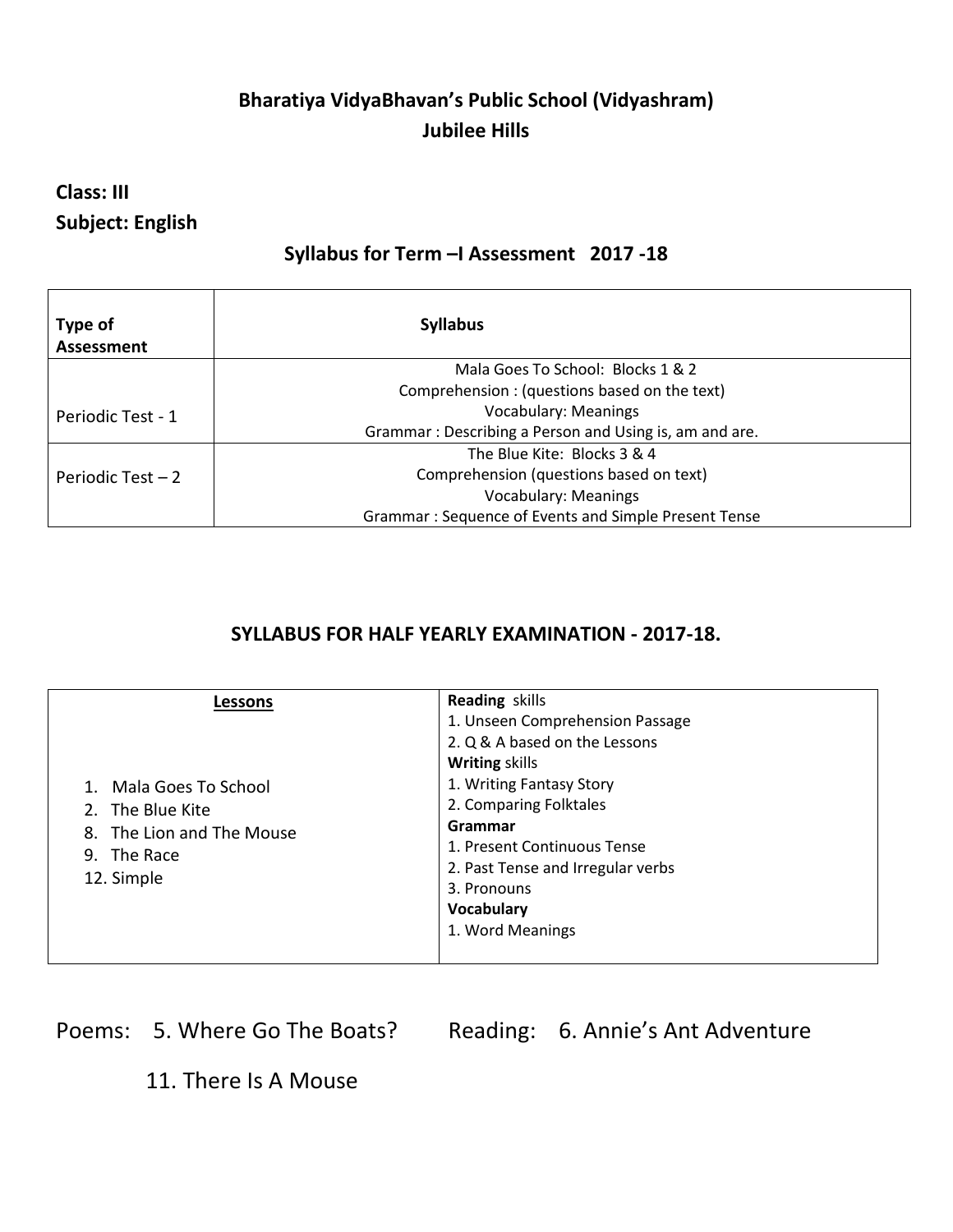## Bharatiya VidyaBhavan's Public School (Vidyashram)
## Jubilee Hills

**Class: III**
**Subject: English**

### Syllabus for Term –I Assessment 2017 -18

| Type of Assessment | Syllabus |
|---|---|
| Periodic Test - 1 | Mala Goes To School: Blocks 1 & 2<br>Comprehension : (questions based on the text)<br>Vocabulary: Meanings<br>Grammar : Describing a Person and Using is, am and are. |
| Periodic Test – 2 | The Blue Kite: Blocks 3 & 4<br>Comprehension (questions based on text)<br>Vocabulary: Meanings<br>Grammar : Sequence of Events and Simple Present Tense |

### SYLLABUS FOR HALF YEARLY EXAMINATION - 2017-18.

| Lessons | |
|---|---|
| 1. Mala Goes To School<br>2. The Blue Kite<br>8. The Lion and The Mouse<br>9. The Race<br>12. Simple | **Reading** skills<br>1. Unseen Comprehension Passage<br>2. Q & A based on the Lessons<br>**Writing** skills<br>1. Writing Fantasy Story<br>2. Comparing Folktales<br>**Grammar**<br>1. Present Continuous Tense<br>2. Past Tense and Irregular verbs<br>3. Pronouns<br>**Vocabulary**<br>1. Word Meanings |

Poems: 5. Where Go The Boats? Reading: 6. Annie's Ant Adventure

11. There Is A Mouse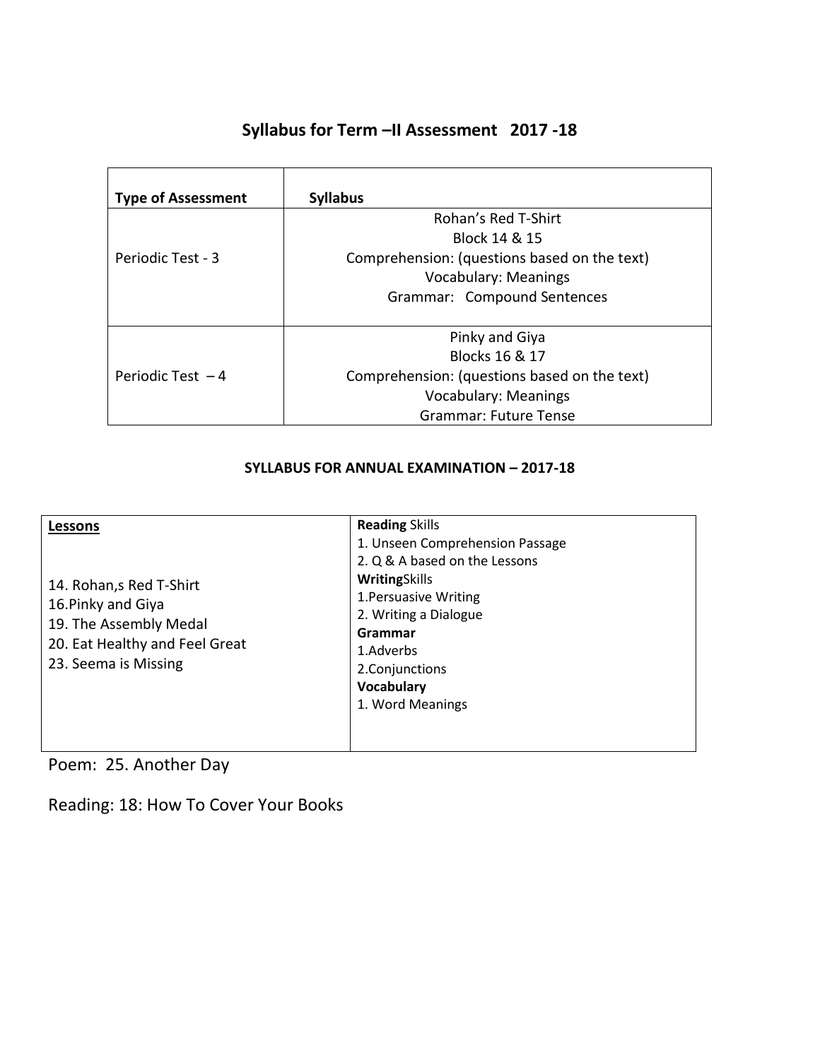## Syllabus for Term –II Assessment 2017 -18

| Type of Assessment | Syllabus |
| --- | --- |
| Periodic Test - 3 | Rohan's Red T-Shirt<br>Block 14 & 15<br>Comprehension: (questions based on the text)<br>Vocabulary: Meanings<br>Grammar: Compound Sentences |
| Periodic Test – 4 | Pinky and Giya<br>Blocks 16 & 17<br>Comprehension: (questions based on the text)<br>Vocabulary: Meanings<br>Grammar: Future Tense |

### SYLLABUS FOR ANNUAL EXAMINATION – 2017-18

| **Lessons** | |
| --- | --- |
| 14. Rohan,s Red T-Shirt<br>16.Pinky and Giya<br>19. The Assembly Medal<br>20. Eat Healthy and Feel Great<br>23. Seema is Missing | **Reading** Skills<br>1. Unseen Comprehension Passage<br>2. Q & A based on the Lessons<br>**Writing**Skills<br>1.Persuasive Writing<br>2. Writing a Dialogue<br>**Grammar**<br>1.Adverbs<br>2.Conjunctions<br>**Vocabulary**<br>1. Word Meanings |

Poem: 25. Another Day

Reading: 18: How To Cover Your Books